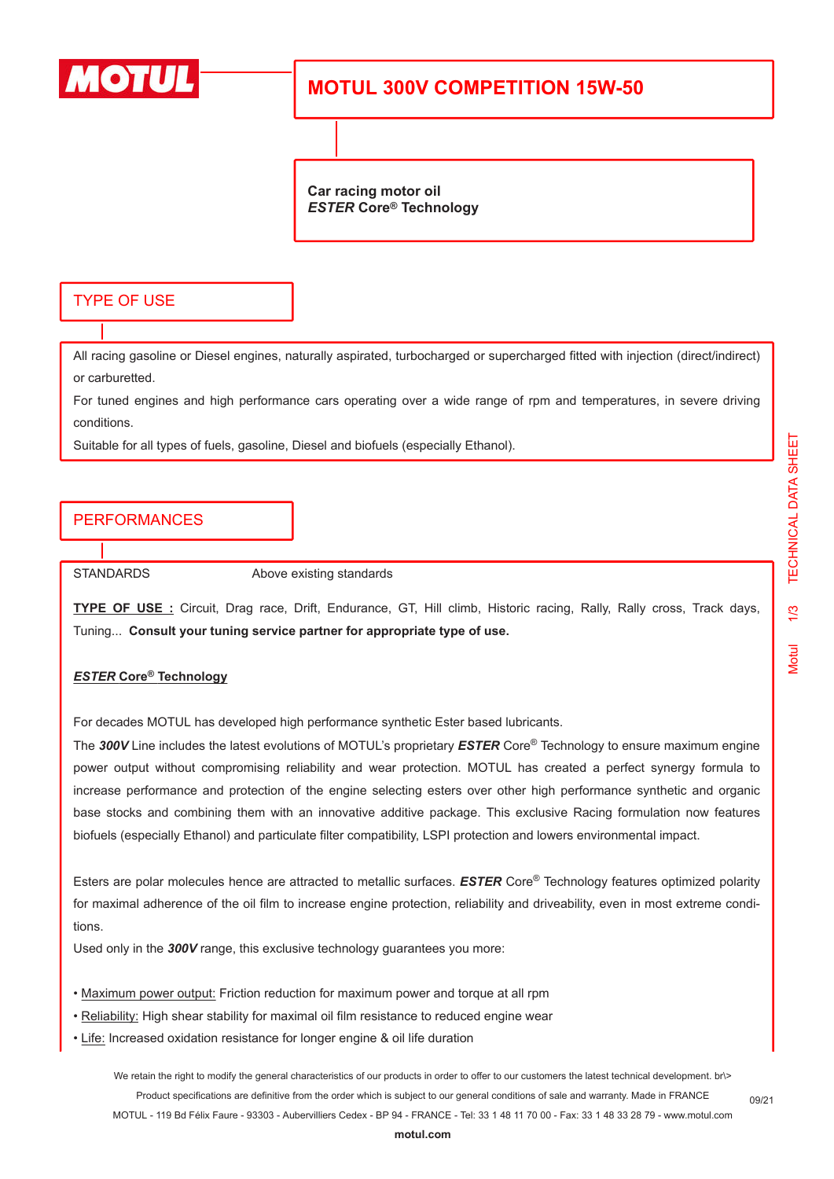# MOTUL 300V COMPETITION 15W-50

**Car racing motor oil**
***ESTER* Core® Technology**

## TYPE OF USE

All racing gasoline or Diesel engines, naturally aspirated, turbocharged or supercharged fitted with injection (direct/indirect) or carburetted.

For tuned engines and high performance cars operating over a wide range of rpm and temperatures, in severe driving conditions.

Suitable for all types of fuels, gasoline, Diesel and biofuels (especially Ethanol).

## PERFORMANCES

STANDARDS Above existing standards

**TYPE OF USE :** Circuit, Drag race, Drift, Endurance, GT, Hill climb, Historic racing, Rally, Rally cross, Track days, Tuning... **Consult your tuning service partner for appropriate type of use.**

***ESTER* Core® Technology**

For decades MOTUL has developed high performance synthetic Ester based lubricants.

The ***300V*** Line includes the latest evolutions of MOTUL's proprietary ***ESTER*** Core® Technology to ensure maximum engine power output without compromising reliability and wear protection. MOTUL has created a perfect synergy formula to increase performance and protection of the engine selecting esters over other high performance synthetic and organic base stocks and combining them with an innovative additive package. This exclusive Racing formulation now features biofuels (especially Ethanol) and particulate filter compatibility, LSPI protection and lowers environmental impact.

Esters are polar molecules hence are attracted to metallic surfaces. ***ESTER*** Core® Technology features optimized polarity for maximal adherence of the oil film to increase engine protection, reliability and driveability, even in most extreme conditions.

Used only in the ***300V*** range, this exclusive technology guarantees you more:

- Maximum power output: Friction reduction for maximum power and torque at all rpm
- Reliability: High shear stability for maximal oil film resistance to reduced engine wear
- Life: Increased oxidation resistance for longer engine & oil life duration

We retain the right to modify the general characteristics of our products in order to offer to our customers the latest technical development. br\>
Product specifications are definitive from the order which is subject to our general conditions of sale and warranty. Made in FRANCE
MOTUL - 119 Bd Félix Faure - 93303 - Aubervilliers Cedex - BP 94 - FRANCE - Tel: 33 1 48 11 70 00 - Fax: 33 1 48 33 28 79 - www.motul.com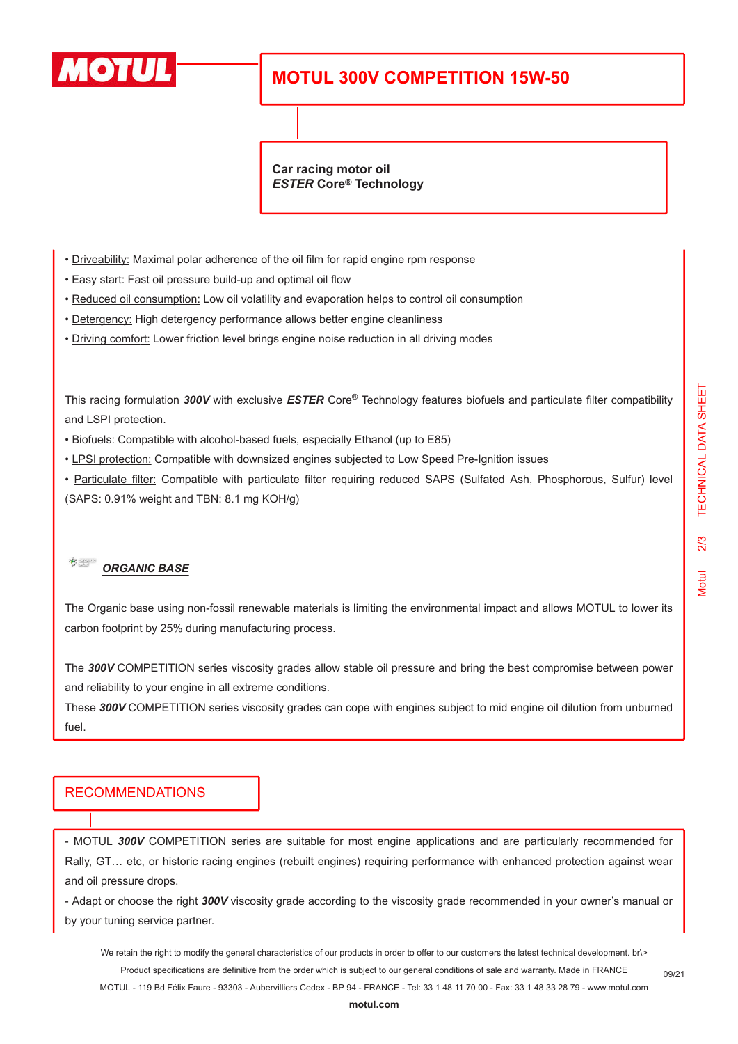# MOTUL 300V COMPETITION 15W-50

**Car racing motor oil**
***ESTER* Core® Technology**

- Driveability: Maximal polar adherence of the oil film for rapid engine rpm response
- Easy start: Fast oil pressure build-up and optimal oil flow
- Reduced oil consumption: Low oil volatility and evaporation helps to control oil consumption
- Detergency: High detergency performance allows better engine cleanliness
- Driving comfort: Lower friction level brings engine noise reduction in all driving modes

This racing formulation ***300V*** with exclusive ***ESTER*** Core® Technology features biofuels and particulate filter compatibility and LSPI protection.

- Biofuels: Compatible with alcohol-based fuels, especially Ethanol (up to E85)
- LPSI protection: Compatible with downsized engines subjected to Low Speed Pre-Ignition issues
- Particulate filter: Compatible with particulate filter requiring reduced SAPS (Sulfated Ash, Phosphorous, Sulfur) level (SAPS: 0.91% weight and TBN: 8.1 mg KOH/g)

***ORGANIC BASE***

The Organic base using non-fossil renewable materials is limiting the environmental impact and allows MOTUL to lower its carbon footprint by 25% during manufacturing process.

The ***300V*** COMPETITION series viscosity grades allow stable oil pressure and bring the best compromise between power and reliability to your engine in all extreme conditions.
These ***300V*** COMPETITION series viscosity grades can cope with engines subject to mid engine oil dilution from unburned fuel.

## RECOMMENDATIONS

- MOTUL ***300V*** COMPETITION series are suitable for most engine applications and are particularly recommended for Rally, GT… etc, or historic racing engines (rebuilt engines) requiring performance with enhanced protection against wear and oil pressure drops.
- Adapt or choose the right ***300V*** viscosity grade according to the viscosity grade recommended in your owner's manual or by your tuning service partner.

We retain the right to modify the general characteristics of our products in order to offer to our customers the latest technical development. br\>
Product specifications are definitive from the order which is subject to our general conditions of sale and warranty. Made in FRANCE
MOTUL - 119 Bd Félix Faure - 93303 - Aubervilliers Cedex - BP 94 - FRANCE - Tel: 33 1 48 11 70 00 - Fax: 33 1 48 33 28 79 - www.motul.com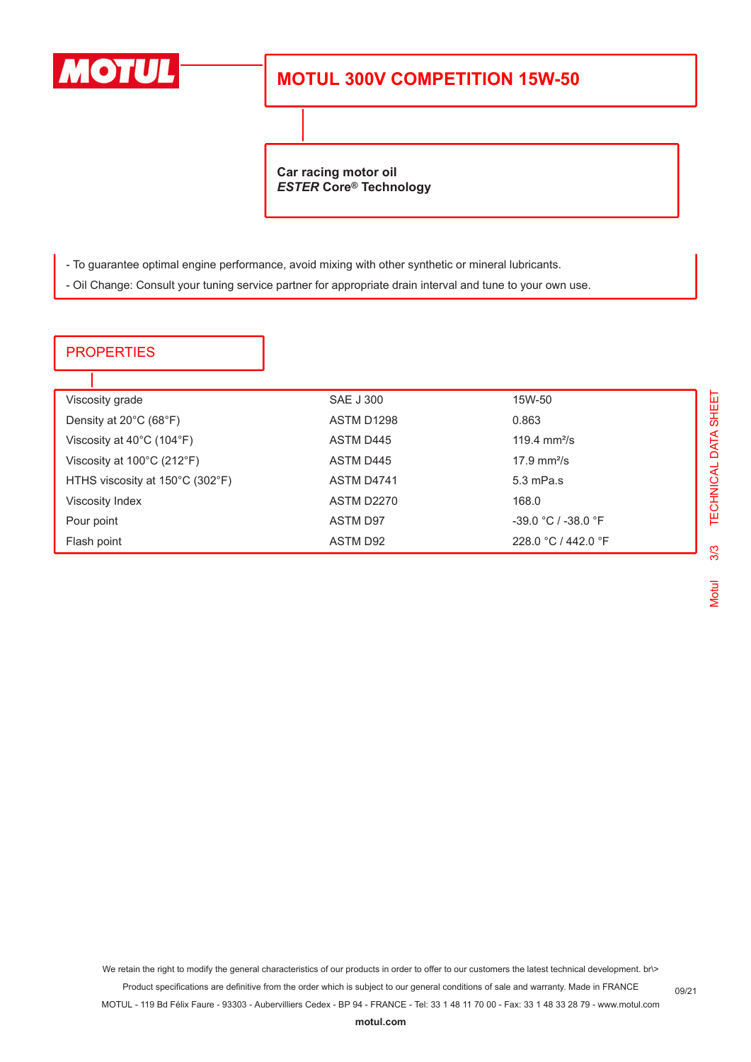# MOTUL 300V COMPETITION 15W-50

**Car racing motor oil**
***ESTER* Core® Technology**

- To guarantee optimal engine performance, avoid mixing with other synthetic or mineral lubricants.
- Oil Change: Consult your tuning service partner for appropriate drain interval and tune to your own use.

## PROPERTIES

| | | |
|---|---|---|
| Viscosity grade | SAE J 300 | 15W-50 |
| Density at 20°C (68°F) | ASTM D1298 | 0.863 |
| Viscosity at 40°C (104°F) | ASTM D445 | 119.4 mm²/s |
| Viscosity at 100°C (212°F) | ASTM D445 | 17.9 mm²/s |
| HTHS viscosity at 150°C (302°F) | ASTM D4741 | 5.3 mPa.s |
| Viscosity Index | ASTM D2270 | 168.0 |
| Pour point | ASTM D97 | -39.0 °C / -38.0 °F |
| Flash point | ASTM D92 | 228.0 °C / 442.0 °F |

We retain the right to modify the general characteristics of our products in order to offer to our customers the latest technical development. br\>
Product specifications are definitive from the order which is subject to our general conditions of sale and warranty. Made in FRANCE
MOTUL - 119 Bd Félix Faure - 93303 - Aubervilliers Cedex - BP 94 - FRANCE - Tel: 33 1 48 11 70 00 - Fax: 33 1 48 33 28 79 - www.motul.com

**motul.com**

09/21